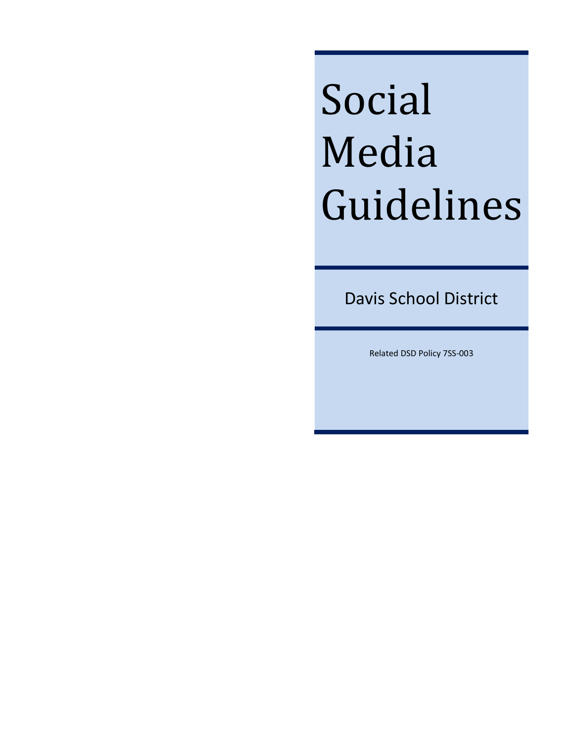# Social Media Guidelines

Davis School District

Related DSD Policy 7SS-003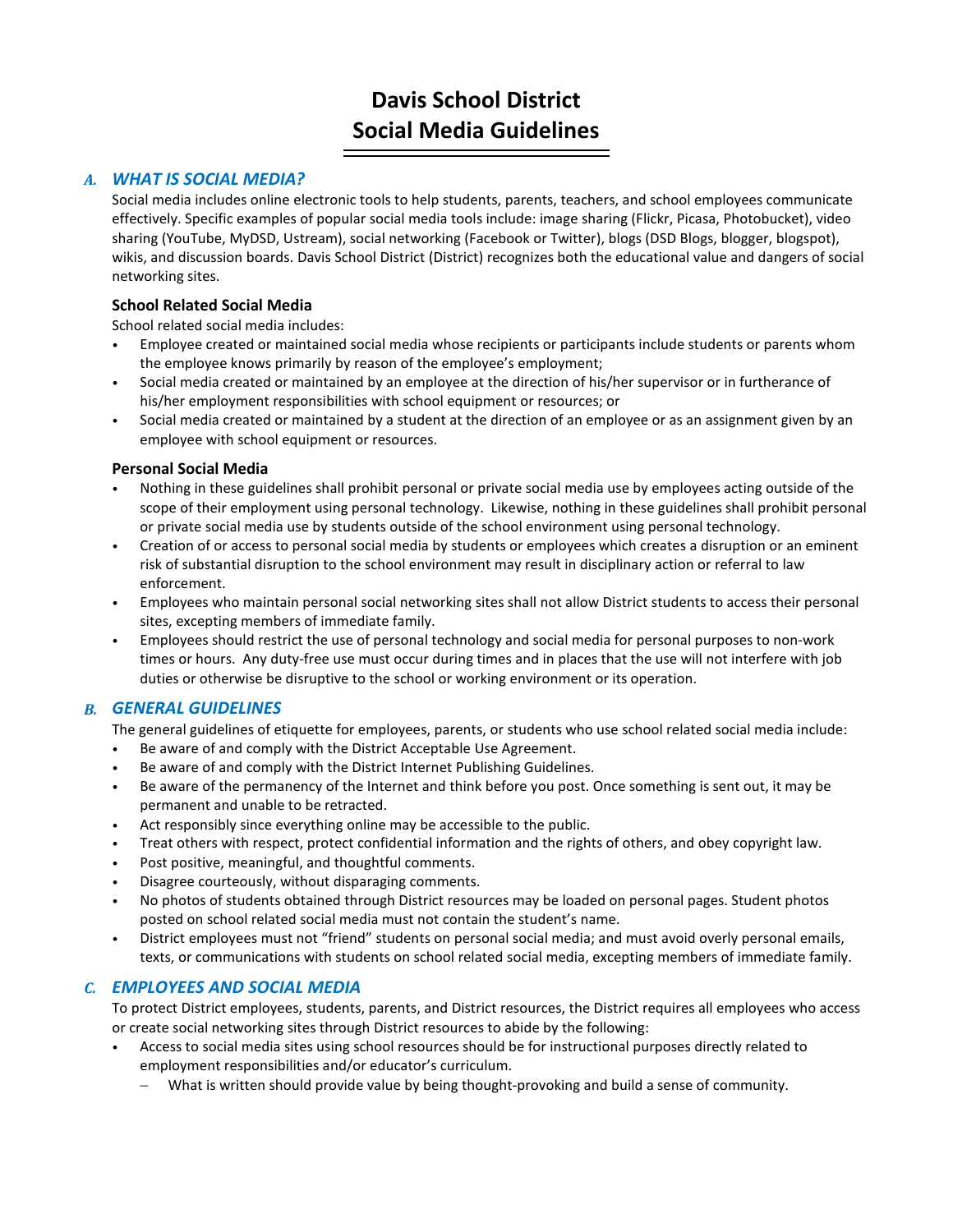# Davis School District
# Social Media Guidelines

## *A. WHAT IS SOCIAL MEDIA?*

Social media includes online electronic tools to help students, parents, teachers, and school employees communicate effectively. Specific examples of popular social media tools include: image sharing (Flickr, Picasa, Photobucket), video sharing (YouTube, MyDSD, Ustream), social networking (Facebook or Twitter), blogs (DSD Blogs, blogger, blogspot), wikis, and discussion boards. Davis School District (District) recognizes both the educational value and dangers of social networking sites.

### School Related Social Media

School related social media includes:

- Employee created or maintained social media whose recipients or participants include students or parents whom the employee knows primarily by reason of the employee's employment;
- Social media created or maintained by an employee at the direction of his/her supervisor or in furtherance of his/her employment responsibilities with school equipment or resources; or
- Social media created or maintained by a student at the direction of an employee or as an assignment given by an employee with school equipment or resources.

### Personal Social Media

- Nothing in these guidelines shall prohibit personal or private social media use by employees acting outside of the scope of their employment using personal technology. Likewise, nothing in these guidelines shall prohibit personal or private social media use by students outside of the school environment using personal technology.
- Creation of or access to personal social media by students or employees which creates a disruption or an eminent risk of substantial disruption to the school environment may result in disciplinary action or referral to law enforcement.
- Employees who maintain personal social networking sites shall not allow District students to access their personal sites, excepting members of immediate family.
- Employees should restrict the use of personal technology and social media for personal purposes to non-work times or hours. Any duty-free use must occur during times and in places that the use will not interfere with job duties or otherwise be disruptive to the school or working environment or its operation.

## *B. GENERAL GUIDELINES*

The general guidelines of etiquette for employees, parents, or students who use school related social media include:

- Be aware of and comply with the District Acceptable Use Agreement.
- Be aware of and comply with the District Internet Publishing Guidelines.
- Be aware of the permanency of the Internet and think before you post. Once something is sent out, it may be permanent and unable to be retracted.
- Act responsibly since everything online may be accessible to the public.
- Treat others with respect, protect confidential information and the rights of others, and obey copyright law.
- Post positive, meaningful, and thoughtful comments.
- Disagree courteously, without disparaging comments.
- No photos of students obtained through District resources may be loaded on personal pages. Student photos posted on school related social media must not contain the student's name.
- District employees must not "friend" students on personal social media; and must avoid overly personal emails, texts, or communications with students on school related social media, excepting members of immediate family.

## *C. EMPLOYEES AND SOCIAL MEDIA*

To protect District employees, students, parents, and District resources, the District requires all employees who access or create social networking sites through District resources to abide by the following:

- Access to social media sites using school resources should be for instructional purposes directly related to employment responsibilities and/or educator's curriculum.
  - What is written should provide value by being thought-provoking and build a sense of community.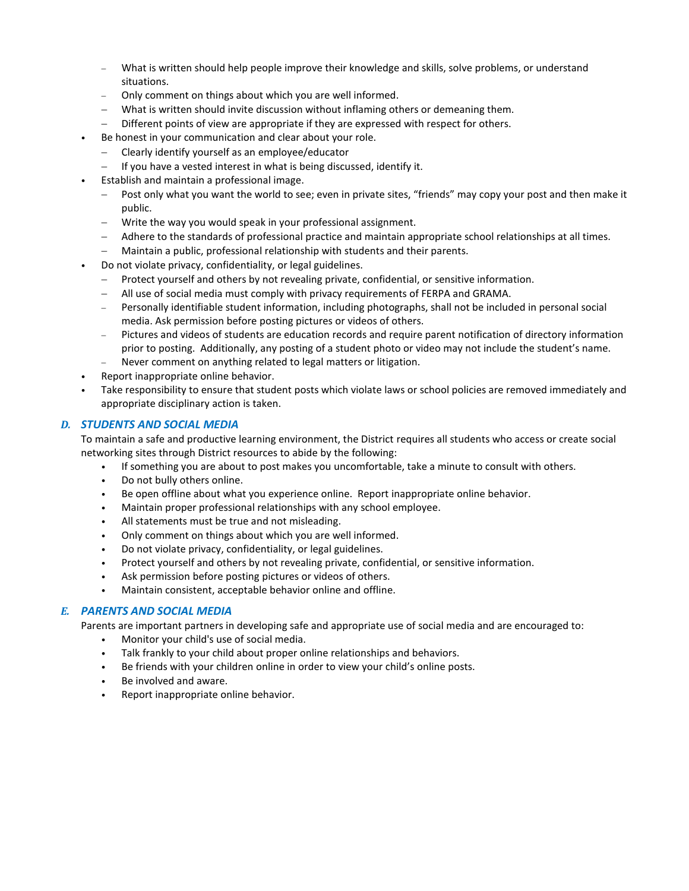- What is written should help people improve their knowledge and skills, solve problems, or understand situations.
  - Only comment on things about which you are well informed.
  - What is written should invite discussion without inflaming others or demeaning them.
  - Different points of view are appropriate if they are expressed with respect for others.
- Be honest in your communication and clear about your role.
  - Clearly identify yourself as an employee/educator
  - If you have a vested interest in what is being discussed, identify it.
- Establish and maintain a professional image.
  - Post only what you want the world to see; even in private sites, "friends" may copy your post and then make it public.
  - Write the way you would speak in your professional assignment.
  - Adhere to the standards of professional practice and maintain appropriate school relationships at all times.
  - Maintain a public, professional relationship with students and their parents.
- Do not violate privacy, confidentiality, or legal guidelines.
  - Protect yourself and others by not revealing private, confidential, or sensitive information.
  - All use of social media must comply with privacy requirements of FERPA and GRAMA.
  - Personally identifiable student information, including photographs, shall not be included in personal social media. Ask permission before posting pictures or videos of others.
  - Pictures and videos of students are education records and require parent notification of directory information prior to posting. Additionally, any posting of a student photo or video may not include the student's name.
  - Never comment on anything related to legal matters or litigation.
- Report inappropriate online behavior.
- Take responsibility to ensure that student posts which violate laws or school policies are removed immediately and appropriate disciplinary action is taken.

### *D. STUDENTS AND SOCIAL MEDIA*

To maintain a safe and productive learning environment, the District requires all students who access or create social networking sites through District resources to abide by the following:

- If something you are about to post makes you uncomfortable, take a minute to consult with others.
- Do not bully others online.
- Be open offline about what you experience online. Report inappropriate online behavior.
- Maintain proper professional relationships with any school employee.
- All statements must be true and not misleading.
- Only comment on things about which you are well informed.
- Do not violate privacy, confidentiality, or legal guidelines.
- Protect yourself and others by not revealing private, confidential, or sensitive information.
- Ask permission before posting pictures or videos of others.
- Maintain consistent, acceptable behavior online and offline.

### *E. PARENTS AND SOCIAL MEDIA*

Parents are important partners in developing safe and appropriate use of social media and are encouraged to:

- Monitor your child's use of social media.
- Talk frankly to your child about proper online relationships and behaviors.
- Be friends with your children online in order to view your child's online posts.
- Be involved and aware.
- Report inappropriate online behavior.